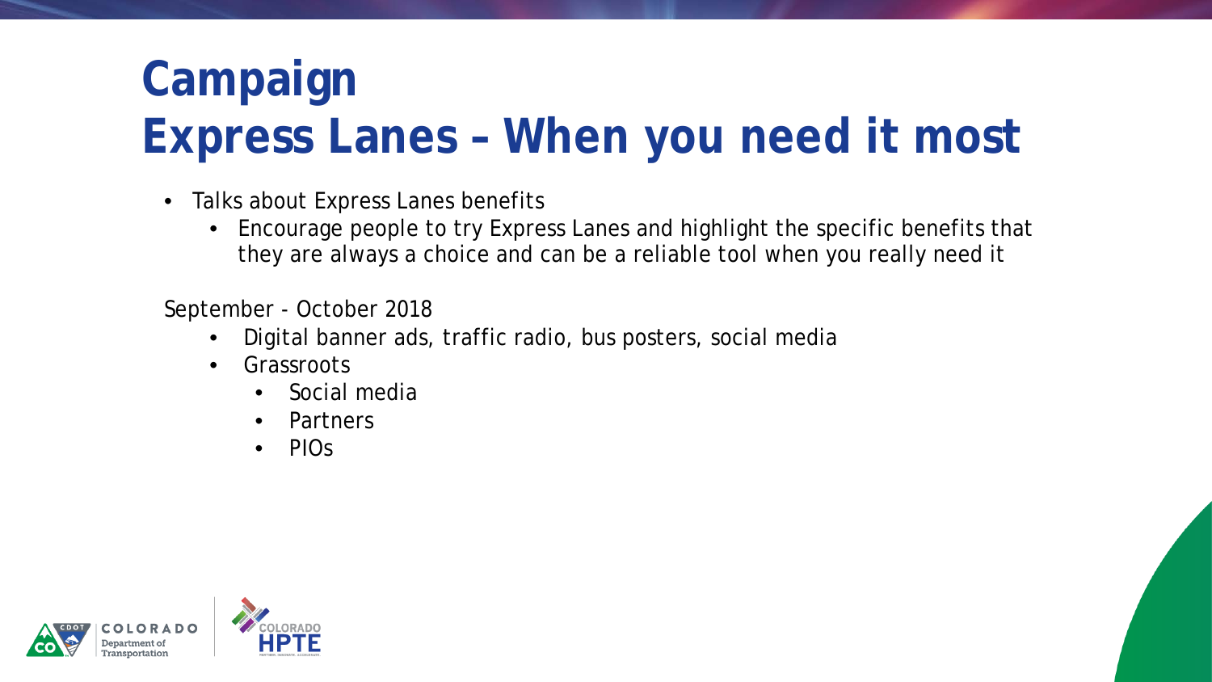# Campaign
# Express Lanes – When you need it most

- Talks about Express Lanes benefits
  - Encourage people to try Express Lanes and highlight the specific benefits that they are always a choice and can be a reliable tool when you really need it

September - October 2018

- Digital banner ads, traffic radio, bus posters, social media
- Grassroots
  - Social media
  - Partners
  - PIOs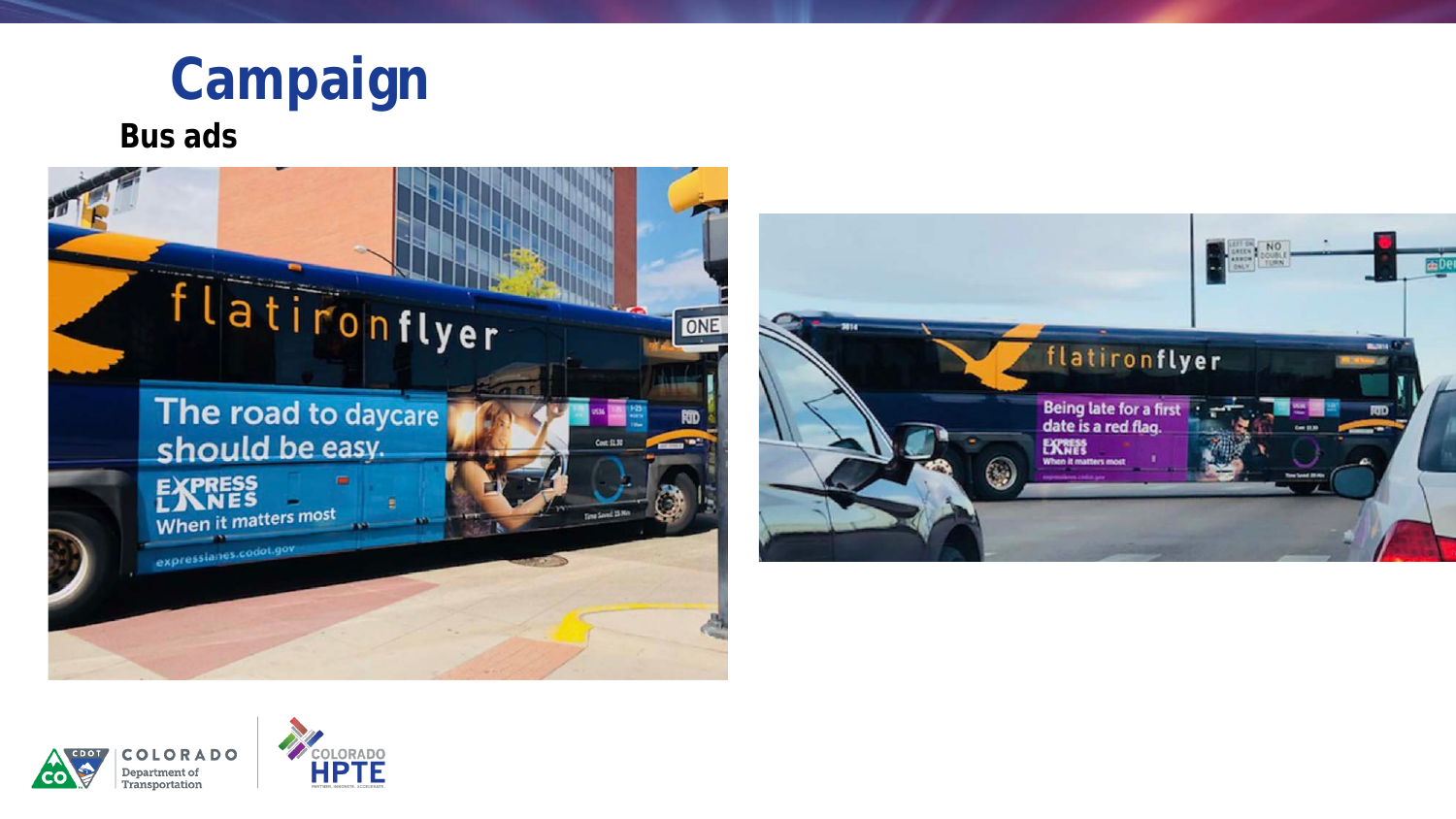# Campaign

## Bus ads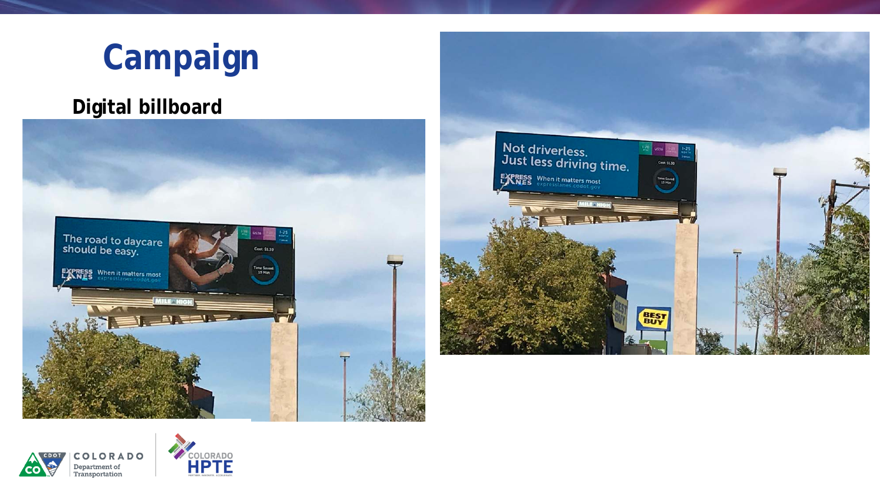# Campaign

## Digital billboard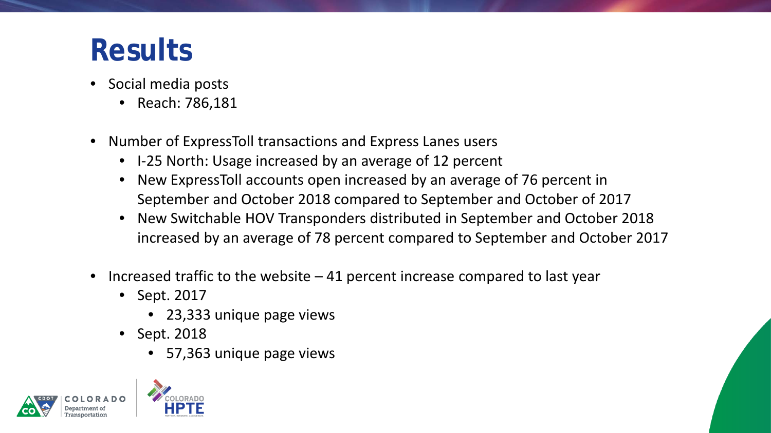# Results

- Social media posts
  - Reach: 786,181
- Number of ExpressToll transactions and Express Lanes users
  - I-25 North: Usage increased by an average of 12 percent
  - New ExpressToll accounts open increased by an average of 76 percent in September and October 2018 compared to September and October of 2017
  - New Switchable HOV Transponders distributed in September and October 2018 increased by an average of 78 percent compared to September and October 2017
- Increased traffic to the website – 41 percent increase compared to last year
  - Sept. 2017
    - 23,333 unique page views
  - Sept. 2018
    - 57,363 unique page views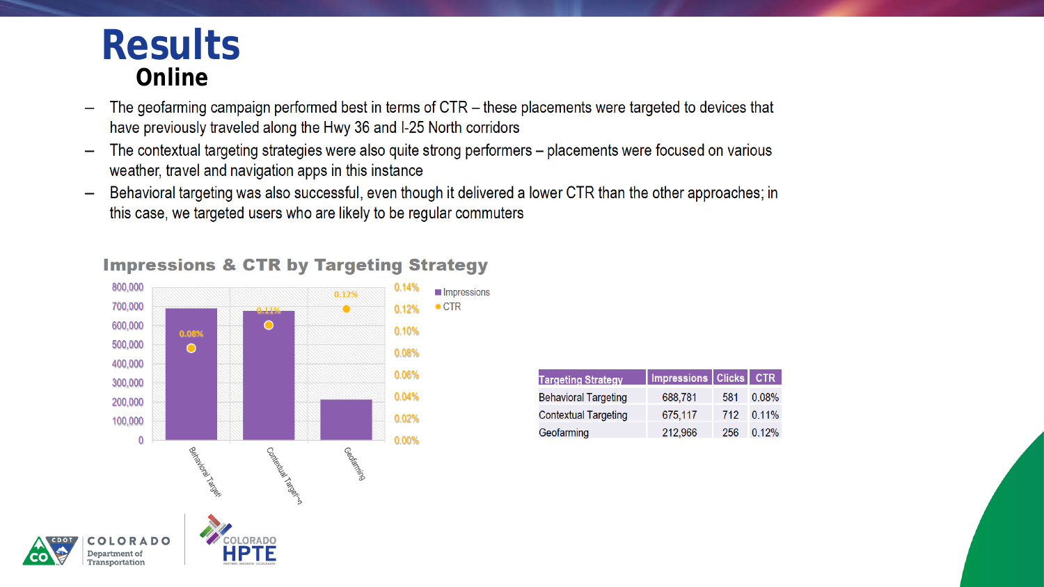# Results

## Online

- The geofarming campaign performed best in terms of CTR – these placements were targeted to devices that have previously traveled along the Hwy 36 and I-25 North corridors
- The contextual targeting strategies were also quite strong performers – placements were focused on various weather, travel and navigation apps in this instance
- Behavioral targeting was also successful, even though it delivered a lower CTR than the other approaches; in this case, we targeted users who are likely to be regular commuters

### Impressions & CTR by Targeting Strategy

| Targeting Strategy | Impressions | Clicks | CTR |
|---|---|---|---|
| Behavioral Targeting | 688,781 | 581 | 0.08% |
| Contextual Targeting | 675,117 | 712 | 0.11% |
| Geofarming | 212,966 | 256 | 0.12% |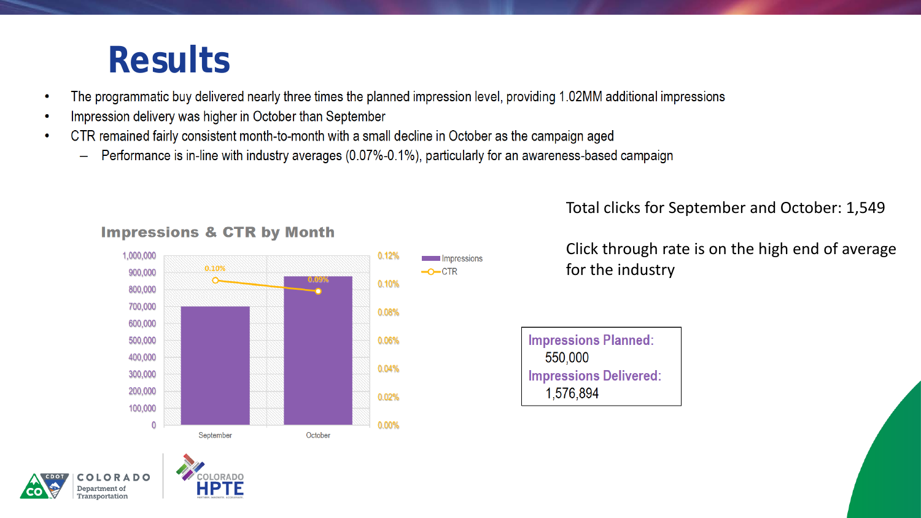# Results

- The programmatic buy delivered nearly three times the planned impression level, providing 1.02MM additional impressions
- Impression delivery was higher in October than September
- CTR remained fairly consistent month-to-month with a small decline in October as the campaign aged
  - Performance is in-line with industry averages (0.07%-0.1%), particularly for an awareness-based campaign

**Impressions & CTR by Month**

1,000,000
900,000
800,000
700,000
600,000
500,000
400,000
300,000
200,000
100,000
0

0.12%
0.10%
0.08%
0.06%
0.04%
0.02%
0.00%

0.10%
0.09%

September
October

Impressions
CTR

Total clicks for September and October: 1,549

Click through rate is on the high end of average for the industry

Impressions Planned:
550,000
Impressions Delivered:
1,576,894

COLORADO Department of Transportation

COLORADO HPTE